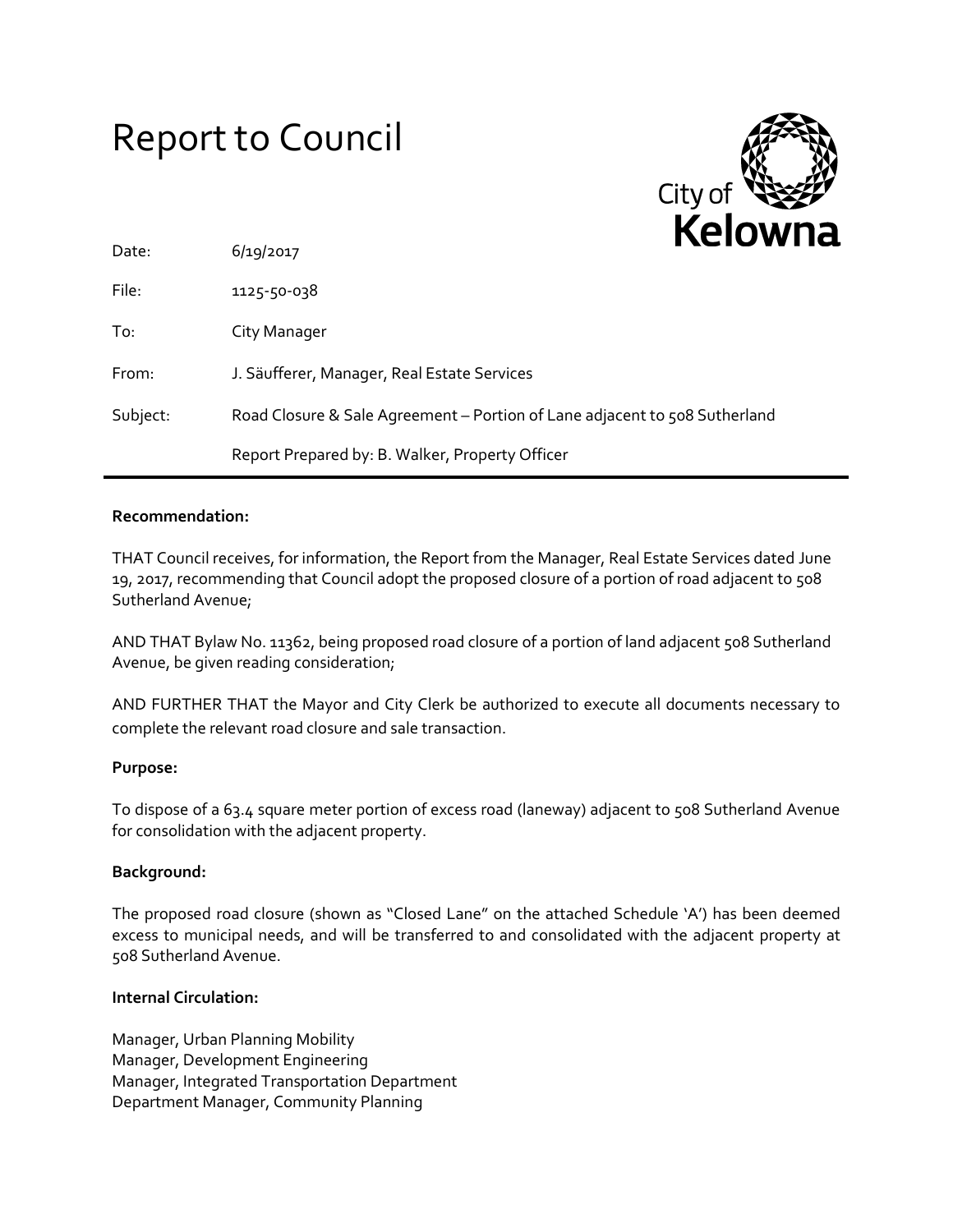# Report to Council

City of Kelowna

| | |
|---|---|
| Date: | 6/19/2017 |
| File: | 1125-50-038 |
| To: | City Manager |
| From: | J. Säufferer, Manager, Real Estate Services |
| Subject: | Road Closure & Sale Agreement – Portion of Lane adjacent to 508 Sutherland |
| | Report Prepared by: B. Walker, Property Officer |

---

**Recommendation:**

THAT Council receives, for information, the Report from the Manager, Real Estate Services dated June 19, 2017, recommending that Council adopt the proposed closure of a portion of road adjacent to 508 Sutherland Avenue;

AND THAT Bylaw No. 11362, being proposed road closure of a portion of land adjacent 508 Sutherland Avenue, be given reading consideration;

AND FURTHER THAT the Mayor and City Clerk be authorized to execute all documents necessary to complete the relevant road closure and sale transaction.

**Purpose:**

To dispose of a 63.4 square meter portion of excess road (laneway) adjacent to 508 Sutherland Avenue for consolidation with the adjacent property.

**Background:**

The proposed road closure (shown as "Closed Lane" on the attached Schedule 'A') has been deemed excess to municipal needs, and will be transferred to and consolidated with the adjacent property at 508 Sutherland Avenue.

**Internal Circulation:**

Manager, Urban Planning Mobility
Manager, Development Engineering
Manager, Integrated Transportation Department
Department Manager, Community Planning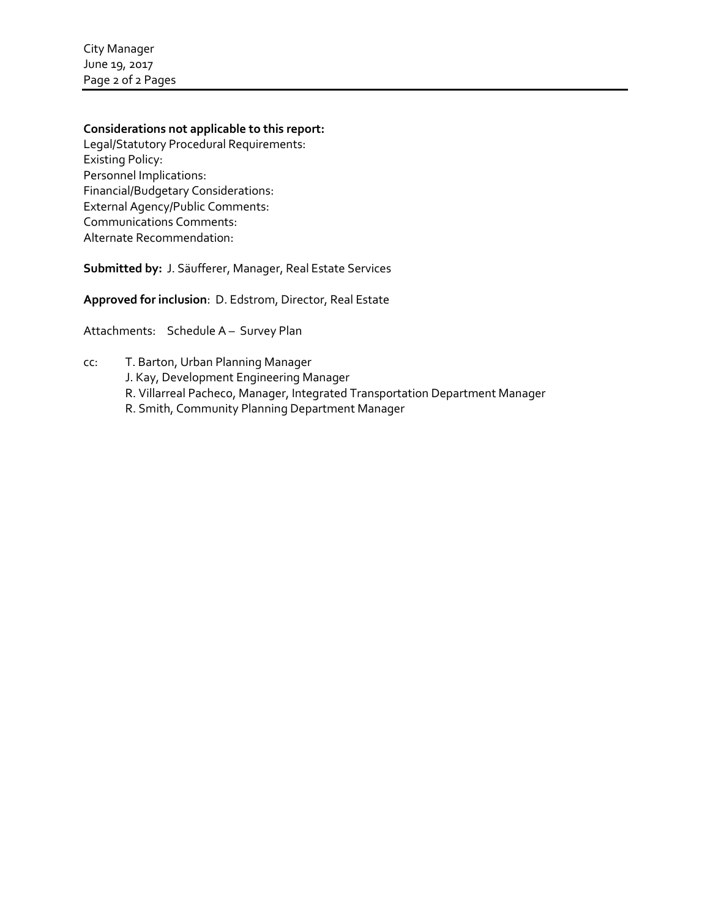**Considerations not applicable to this report:**
Legal/Statutory Procedural Requirements:
Existing Policy:
Personnel Implications:
Financial/Budgetary Considerations:
External Agency/Public Comments:
Communications Comments:
Alternate Recommendation:

**Submitted by:** J. Säufferer, Manager, Real Estate Services

**Approved for inclusion**: D. Edstrom, Director, Real Estate

Attachments: Schedule A – Survey Plan

cc: T. Barton, Urban Planning Manager
J. Kay, Development Engineering Manager
R. Villarreal Pacheco, Manager, Integrated Transportation Department Manager
R. Smith, Community Planning Department Manager